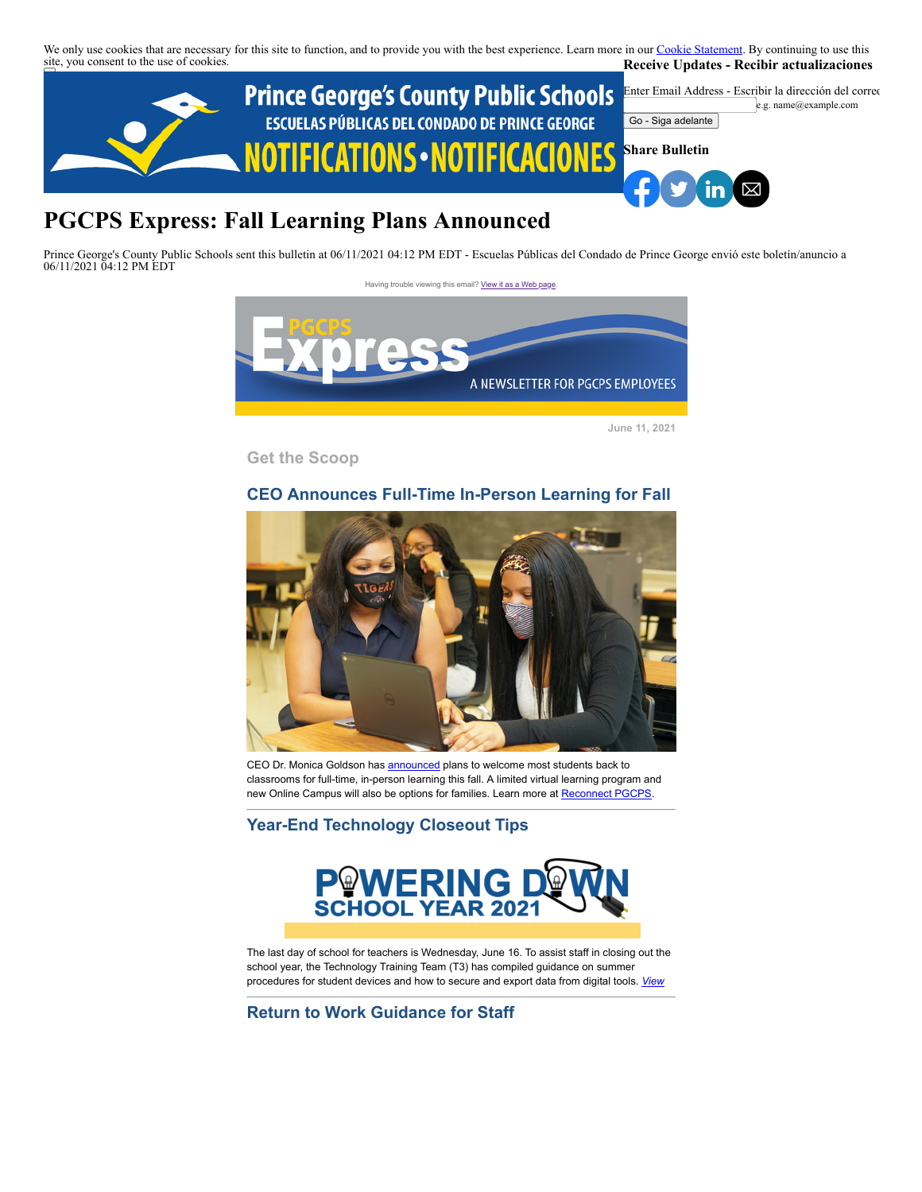We only use cookies that are necessary for this site to function, and to provide you with the best experience. Learn more in our Cookie Statement. By continuing to use this site, you consent to the use of cookies.

**Receive Updates - Recibir actualizaciones**

Enter Email Address - Escribir la dirección del correo

e.g. name@example.com

Go - Siga adelante

**Share Bulletin**

# PGCPS Express: Fall Learning Plans Announced

Prince George's County Public Schools sent this bulletin at 06/11/2021 04:12 PM EDT - Escuelas Públicas del Condado de Prince George envió este boletín/anuncio a 06/11/2021 04:12 PM EDT

Having trouble viewing this email? View it as a Web page.

June 11, 2021

## Get the Scoop

### CEO Announces Full-Time In-Person Learning for Fall

CEO Dr. Monica Goldson has announced plans to welcome most students back to classrooms for full-time, in-person learning this fall. A limited virtual learning program and new Online Campus will also be options for families. Learn more at Reconnect PGCPS.

### Year-End Technology Closeout Tips

The last day of school for teachers is Wednesday, June 16. To assist staff in closing out the school year, the Technology Training Team (T3) has compiled guidance on summer procedures for student devices and how to secure and export data from digital tools. *View*

### Return to Work Guidance for Staff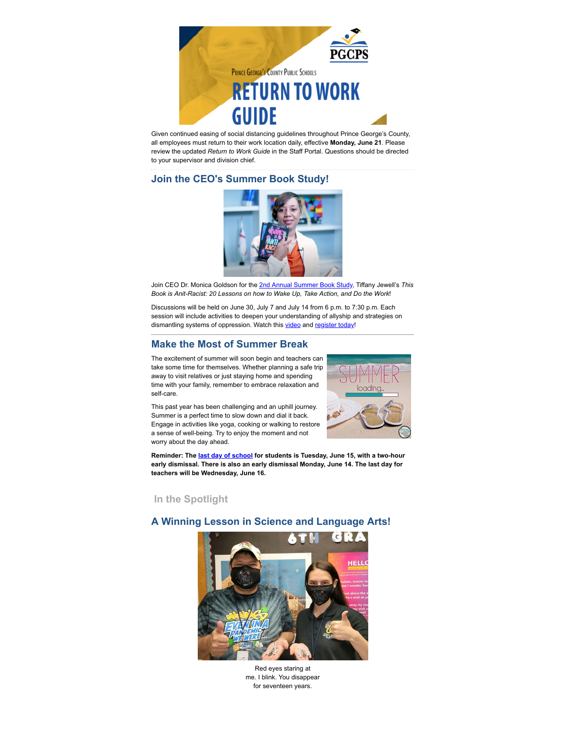Given continued easing of social distancing guidelines throughout Prince George's County, all employees must return to their work location daily, effective **Monday, June 21**. Please review the updated *Return to Work Guide* in the Staff Portal. Questions should be directed to your supervisor and division chief.

## Join the CEO's Summer Book Study!

Join CEO Dr. Monica Goldson for the 2nd Annual Summer Book Study, Tiffany Jewell's *This Book is Anit-Racist: 20 Lessons on how to Wake Up, Take Action, and Do the Work*!

Discussions will be held on June 30, July 7 and July 14 from 6 p.m. to 7:30 p.m. Each session will include activities to deepen your understanding of allyship and strategies on dismantling systems of oppression. Watch this video and register today!

## Make the Most of Summer Break

The excitement of summer will soon begin and teachers can take some time for themselves. Whether planning a safe trip away to visit relatives or just staying home and spending time with your family, remember to embrace relaxation and self-care.

This past year has been challenging and an uphill journey. Summer is a perfect time to slow down and dial it back. Engage in activities like yoga, cooking or walking to restore a sense of well-being. Try to enjoy the moment and not worry about the day ahead.

**Reminder: The last day of school for students is Tuesday, June 15, with a two-hour early dismissal. There is also an early dismissal Monday, June 14. The last day for teachers will be Wednesday, June 16.**

## In the Spotlight

## A Winning Lesson in Science and Language Arts!

Red eyes staring at
me. I blink. You disappear
for seventeen years.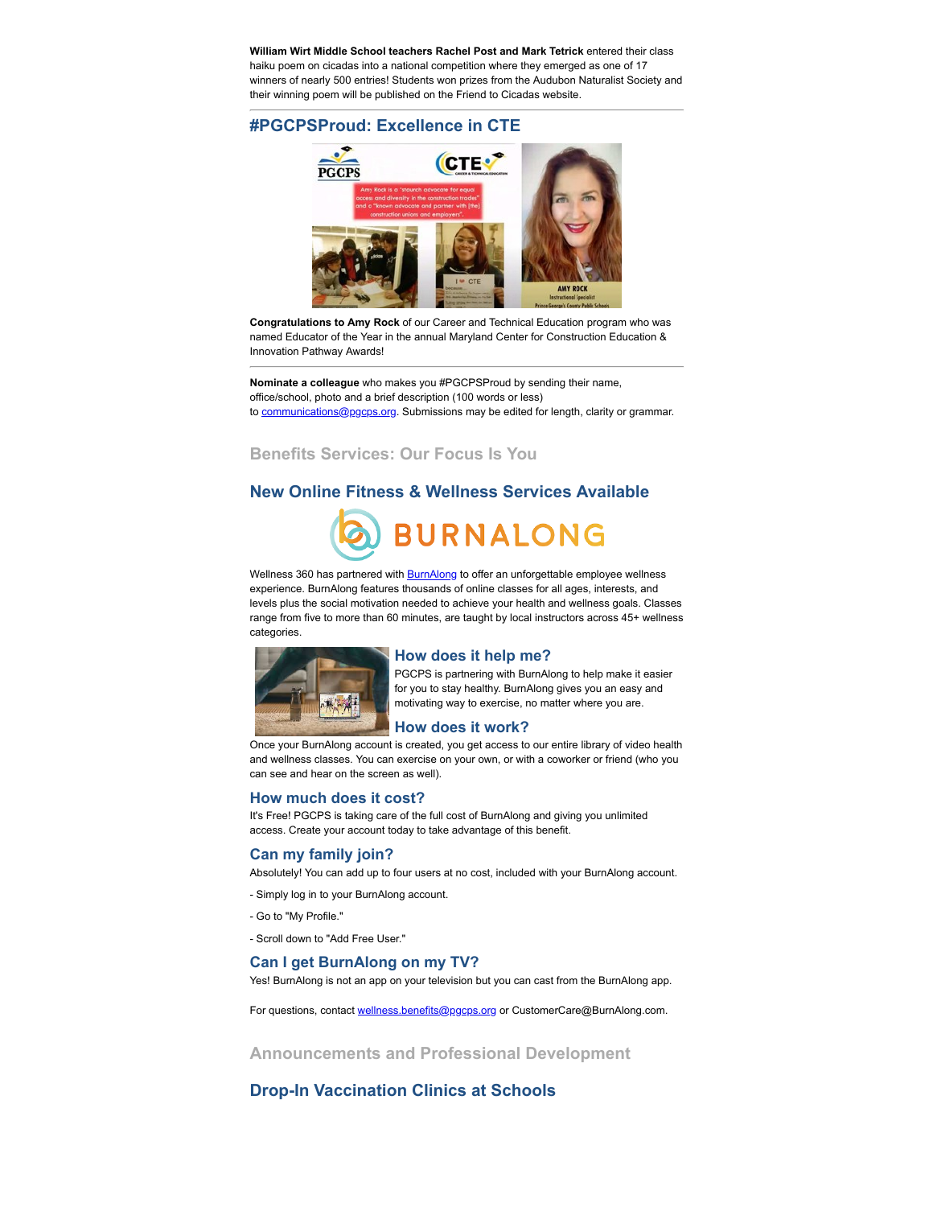**William Wirt Middle School teachers Rachel Post and Mark Tetrick** entered their class haiku poem on cicadas into a national competition where they emerged as one of 17 winners of nearly 500 entries! Students won prizes from the Audubon Naturalist Society and their winning poem will be published on the Friend to Cicadas website.

---

## #PGCPSProud: Excellence in CTE

**Congratulations to Amy Rock** of our Career and Technical Education program who was named Educator of the Year in the annual Maryland Center for Construction Education & Innovation Pathway Awards!

---

**Nominate a colleague** who makes you #PGCPSProud by sending their name, office/school, photo and a brief description (100 words or less) to communications@pgcps.org. Submissions may be edited for length, clarity or grammar.

# Benefits Services: Our Focus Is You

## New Online Fitness & Wellness Services Available

Wellness 360 has partnered with BurnAlong to offer an unforgettable employee wellness experience. BurnAlong features thousands of online classes for all ages, interests, and levels plus the social motivation needed to achieve your health and wellness goals. Classes range from five to more than 60 minutes, are taught by local instructors across 45+ wellness categories.

### How does it help me?

PGCPS is partnering with BurnAlong to help make it easier for you to stay healthy. BurnAlong gives you an easy and motivating way to exercise, no matter where you are.

### How does it work?

Once your BurnAlong account is created, you get access to our entire library of video health and wellness classes. You can exercise on your own, or with a coworker or friend (who you can see and hear on the screen as well).

### How much does it cost?

It's Free! PGCPS is taking care of the full cost of BurnAlong and giving you unlimited access. Create your account today to take advantage of this benefit.

### Can my family join?

Absolutely! You can add up to four users at no cost, included with your BurnAlong account.

- Simply log in to your BurnAlong account.
- Go to "My Profile."
- Scroll down to "Add Free User."

### Can I get BurnAlong on my TV?

Yes! BurnAlong is not an app on your television but you can cast from the BurnAlong app.

For questions, contact wellness.benefits@pgcps.org or CustomerCare@BurnAlong.com.

# Announcements and Professional Development

## Drop-In Vaccination Clinics at Schools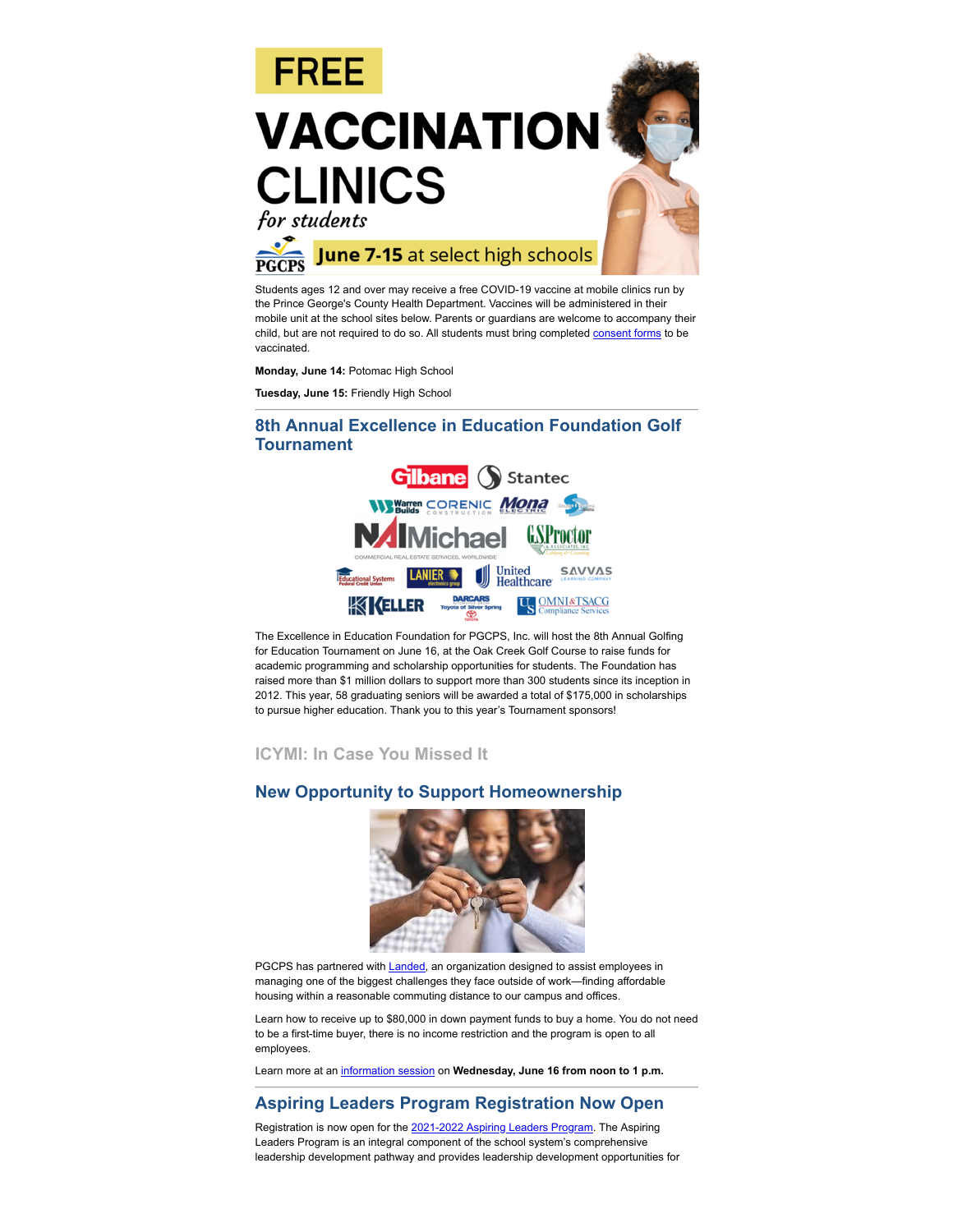FREE

# VACCINATION CLINICS

*for students*

PGCPS **June 7-15** at select high schools

Students ages 12 and over may receive a free COVID-19 vaccine at mobile clinics run by the Prince George's County Health Department. Vaccines will be administered in their mobile unit at the school sites below. Parents or guardians are welcome to accompany their child, but are not required to do so. All students must bring completed consent forms to be vaccinated.

**Monday, June 14:** Potomac High School

**Tuesday, June 15:** Friendly High School

---

## 8th Annual Excellence in Education Foundation Golf Tournament

The Excellence in Education Foundation for PGCPS, Inc. will host the 8th Annual Golfing for Education Tournament on June 16, at the Oak Creek Golf Course to raise funds for academic programming and scholarship opportunities for students. The Foundation has raised more than $1 million dollars to support more than 300 students since its inception in 2012. This year, 58 graduating seniors will be awarded a total of $175,000 in scholarships to pursue higher education. Thank you to this year's Tournament sponsors!

### ICYMI: In Case You Missed It

## New Opportunity to Support Homeownership

PGCPS has partnered with Landed, an organization designed to assist employees in managing one of the biggest challenges they face outside of work—finding affordable housing within a reasonable commuting distance to our campus and offices.

Learn how to receive up to $80,000 in down payment funds to buy a home. You do not need to be a first-time buyer, there is no income restriction and the program is open to all employees.

Learn more at an information session on **Wednesday, June 16 from noon to 1 p.m.**

---

## Aspiring Leaders Program Registration Now Open

Registration is now open for the 2021-2022 Aspiring Leaders Program. The Aspiring Leaders Program is an integral component of the school system's comprehensive leadership development pathway and provides leadership development opportunities for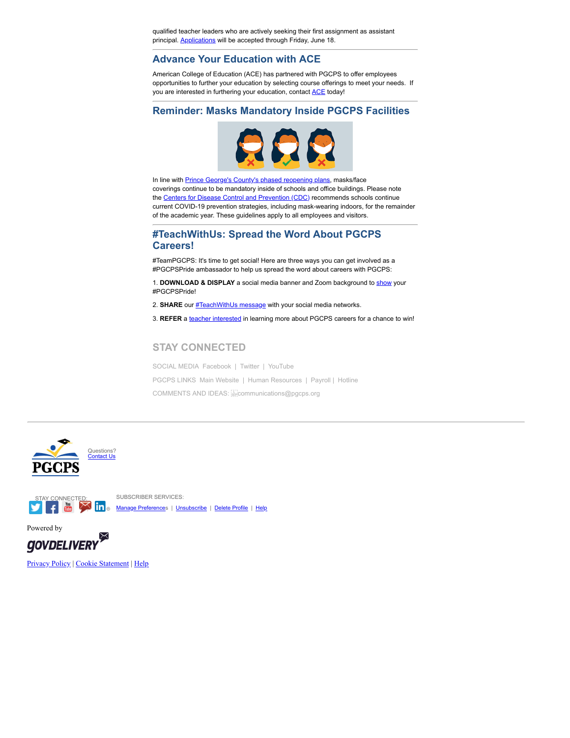qualified teacher leaders who are actively seeking their first assignment as assistant principal. Applications will be accepted through Friday, June 18.

## Advance Your Education with ACE

American College of Education (ACE) has partnered with PGCPS to offer employees opportunities to further your education by selecting course offerings to meet your needs. If you are interested in furthering your education, contact ACE today!

## Reminder: Masks Mandatory Inside PGCPS Facilities

In line with Prince George's County's phased reopening plans, masks/face coverings continue to be mandatory inside of schools and office buildings. Please note the Centers for Disease Control and Prevention (CDC) recommends schools continue current COVID-19 prevention strategies, including mask-wearing indoors, for the remainder of the academic year. These guidelines apply to all employees and visitors.

## #TeachWithUs: Spread the Word About PGCPS Careers!

#TeamPGCPS: It's time to get social! Here are three ways you can get involved as a #PGCPSPride ambassador to help us spread the word about careers with PGCPS:

1. **DOWNLOAD & DISPLAY** a social media banner and Zoom background to show your #PGCPSPride!

2. **SHARE** our #TeachWithUs message with your social media networks.

3. **REFER** a teacher interested in learning more about PGCPS careers for a chance to win!

## STAY CONNECTED

SOCIAL MEDIA Facebook | Twitter | YouTube

PGCPS LINKS Main Website | Human Resources | Payroll | Hotline

COMMENTS AND IDEAS: communications@pgcps.org

---

PGCPS

Questions?
Contact Us

STAY CONNECTED:

SUBSCRIBER SERVICES:
Manage Preferences | Unsubscribe | Delete Profile | Help

Powered by

GOVDELIVERY

Privacy Policy | Cookie Statement | Help